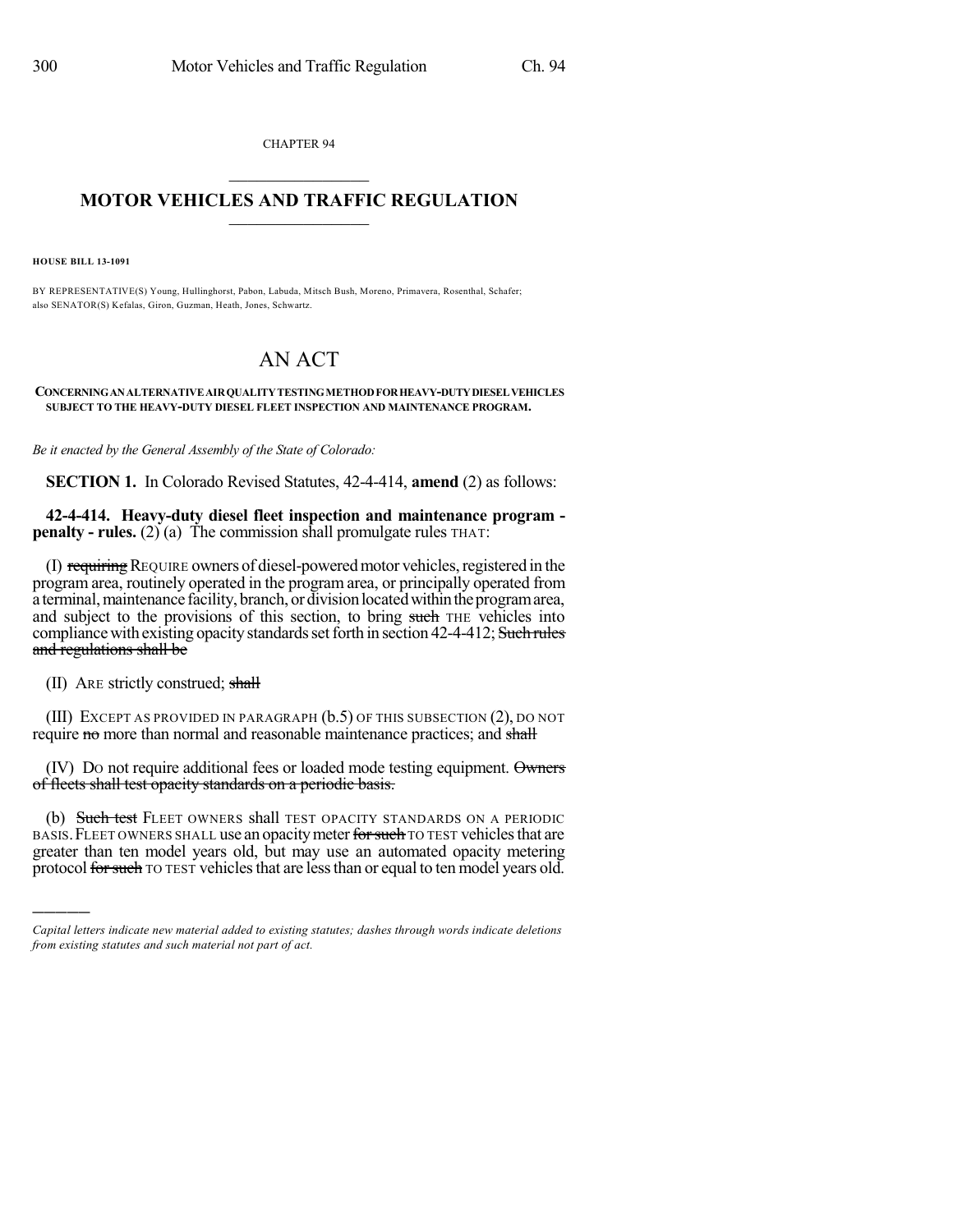CHAPTER 94

## MOTOR VEHICLES AND TRAFFIC REGULATION

**HOUSE BILL 13-1091**

BY REPRESENTATIVE(S) Young, Hullinghorst, Pabon, Labuda, Mitsch Bush, Moreno, Primavera, Rosenthal, Schafer; also SENATOR(S) Kefalas, Giron, Guzman, Heath, Jones, Schwartz.

# AN ACT

**CONCERNING AN ALTERNATIVE AIR QUALITY TESTING METHOD FOR HEAVY-DUTY DIESEL VEHICLES SUBJECT TO THE HEAVY-DUTY DIESEL FLEET INSPECTION AND MAINTENANCE PROGRAM.**

*Be it enacted by the General Assembly of the State of Colorado:*

**SECTION 1.** In Colorado Revised Statutes, 42-4-414, **amend** (2) as follows:

**42-4-414. Heavy-duty diesel fleet inspection and maintenance program - penalty - rules.** (2) (a) The commission shall promulgate rules THAT:

(I) ~~requiring~~ REQUIRE owners of diesel-powered motor vehicles, registered in the program area, routinely operated in the program area, or principally operated from a terminal, maintenance facility, branch, or division located within the program area, and subject to the provisions of this section, to bring ~~such~~ THE vehicles into compliance with existing opacity standards set forth in section 42-4-412; ~~Such rules and regulations shall be~~

(II) ARE strictly construed; ~~shall~~

(III) EXCEPT AS PROVIDED IN PARAGRAPH (b.5) OF THIS SUBSECTION (2), DO NOT require ~~no~~ more than normal and reasonable maintenance practices; and ~~shall~~

(IV) DO not require additional fees or loaded mode testing equipment. ~~Owners of fleets shall test opacity standards on a periodic basis.~~

(b) ~~Such test~~ FLEET OWNERS shall TEST OPACITY STANDARDS ON A PERIODIC BASIS. FLEET OWNERS SHALL use an opacity meter ~~for such~~ TO TEST vehicles that are greater than ten model years old, but may use an automated opacity metering protocol ~~for such~~ TO TEST vehicles that are less than or equal to ten model years old.

*Capital letters indicate new material added to existing statutes; dashes through words indicate deletions from existing statutes and such material not part of act.*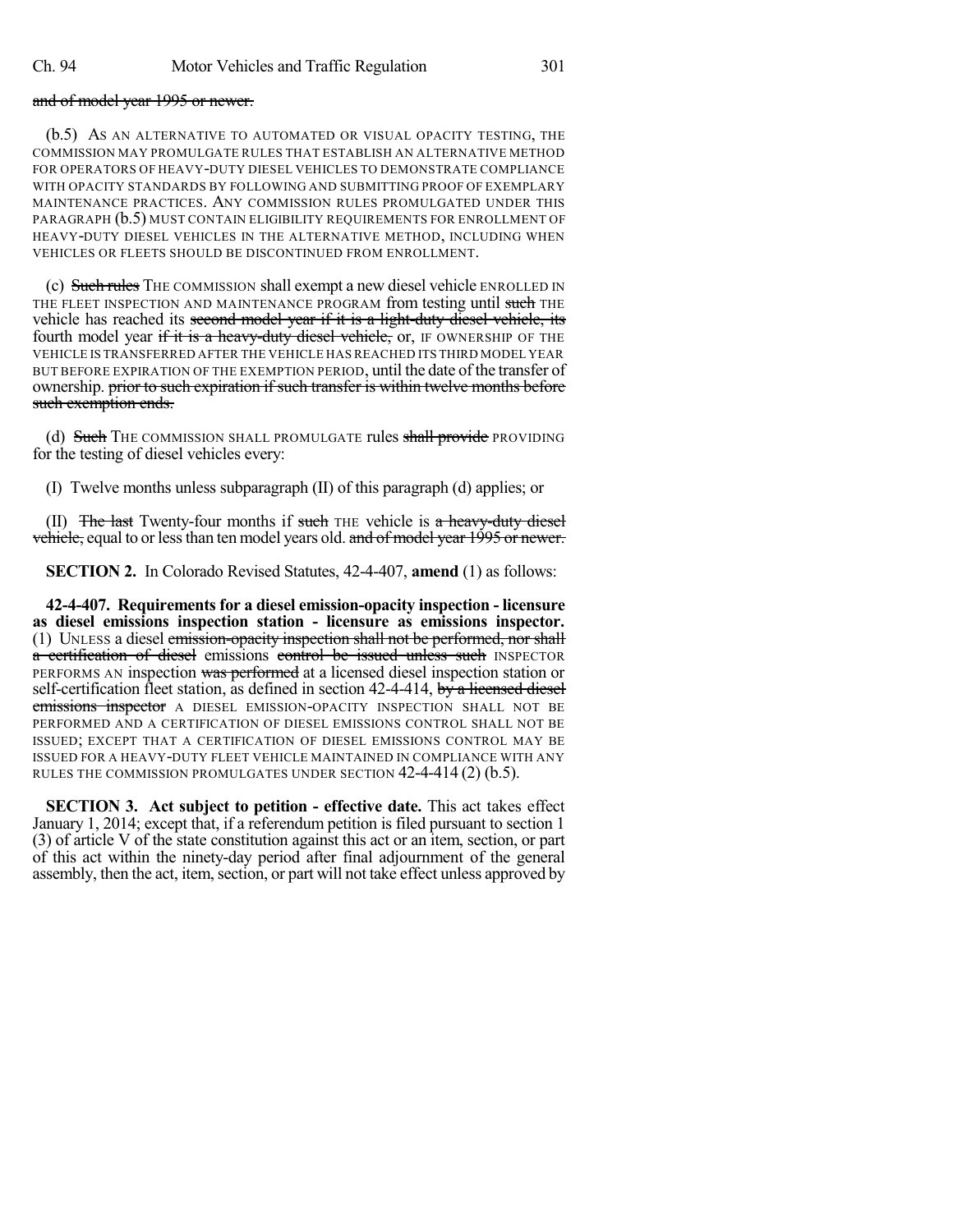and of model year 1995 or newer.

(b.5) AS AN ALTERNATIVE TO AUTOMATED OR VISUAL OPACITY TESTING, THE COMMISSION MAY PROMULGATE RULES THAT ESTABLISH AN ALTERNATIVE METHOD FOR OPERATORS OF HEAVY-DUTY DIESEL VEHICLES TO DEMONSTRATE COMPLIANCE WITH OPACITY STANDARDS BY FOLLOWING AND SUBMITTING PROOF OF EXEMPLARY MAINTENANCE PRACTICES. ANY COMMISSION RULES PROMULGATED UNDER THIS PARAGRAPH (b.5) MUST CONTAIN ELIGIBILITY REQUIREMENTS FOR ENROLLMENT OF HEAVY-DUTY DIESEL VEHICLES IN THE ALTERNATIVE METHOD, INCLUDING WHEN VEHICLES OR FLEETS SHOULD BE DISCONTINUED FROM ENROLLMENT.

(c) Such rules THE COMMISSION shall exempt a new diesel vehicle ENROLLED IN THE FLEET INSPECTION AND MAINTENANCE PROGRAM from testing until such THE vehicle has reached its second model year if it is a light-duty diesel vehicle, its fourth model year if it is a heavy-duty diesel vehicle, or, IF OWNERSHIP OF THE VEHICLE IS TRANSFERRED AFTER THE VEHICLE HAS REACHED ITS THIRD MODEL YEAR BUT BEFORE EXPIRATION OF THE EXEMPTION PERIOD, until the date of the transfer of ownership. prior to such expiration if such transfer is within twelve months before such exemption ends.

(d) Such THE COMMISSION SHALL PROMULGATE rules shall provide PROVIDING for the testing of diesel vehicles every:

(I) Twelve months unless subparagraph (II) of this paragraph (d) applies; or

(II) The last Twenty-four months if such THE vehicle is a heavy-duty diesel vehicle, equal to or less than ten model years old. and of model year 1995 or newer.

**SECTION 2.** In Colorado Revised Statutes, 42-4-407, **amend** (1) as follows:

**42-4-407. Requirements for a diesel emission-opacity inspection - licensure as diesel emissions inspection station - licensure as emissions inspector.** (1) UNLESS a diesel emission-opacity inspection shall not be performed, nor shall a certification of diesel emissions control be issued unless such INSPECTOR PERFORMS AN inspection was performed at a licensed diesel inspection station or self-certification fleet station, as defined in section 42-4-414, by a licensed diesel emissions inspector A DIESEL EMISSION-OPACITY INSPECTION SHALL NOT BE PERFORMED AND A CERTIFICATION OF DIESEL EMISSIONS CONTROL SHALL NOT BE ISSUED; EXCEPT THAT A CERTIFICATION OF DIESEL EMISSIONS CONTROL MAY BE ISSUED FOR A HEAVY-DUTY FLEET VEHICLE MAINTAINED IN COMPLIANCE WITH ANY RULES THE COMMISSION PROMULGATES UNDER SECTION 42-4-414 (2) (b.5).

**SECTION 3. Act subject to petition - effective date.** This act takes effect January 1, 2014; except that, if a referendum petition is filed pursuant to section 1 (3) of article V of the state constitution against this act or an item, section, or part of this act within the ninety-day period after final adjournment of the general assembly, then the act, item, section, or part will not take effect unless approved by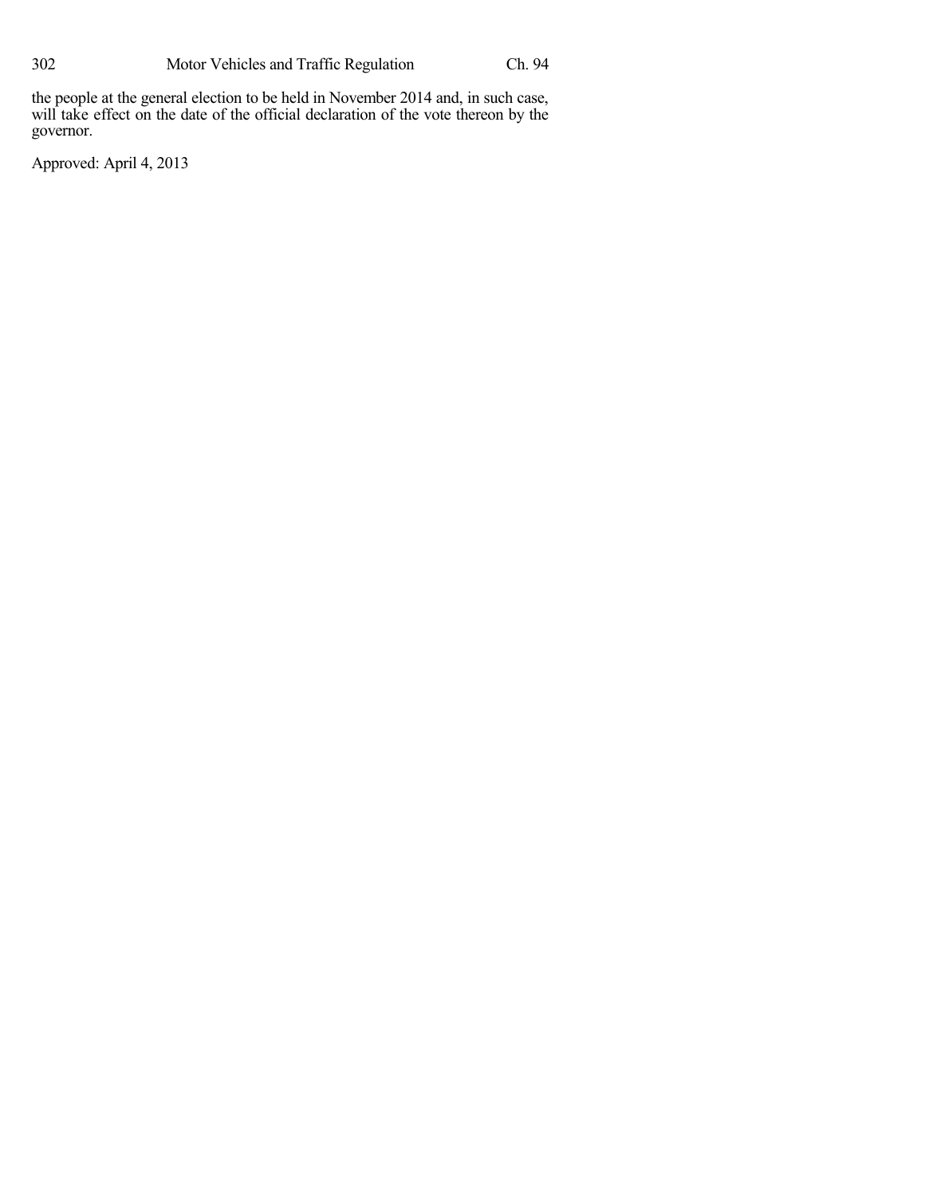the people at the general election to be held in November 2014 and, in such case, will take effect on the date of the official declaration of the vote thereon by the governor.

Approved: April 4, 2013